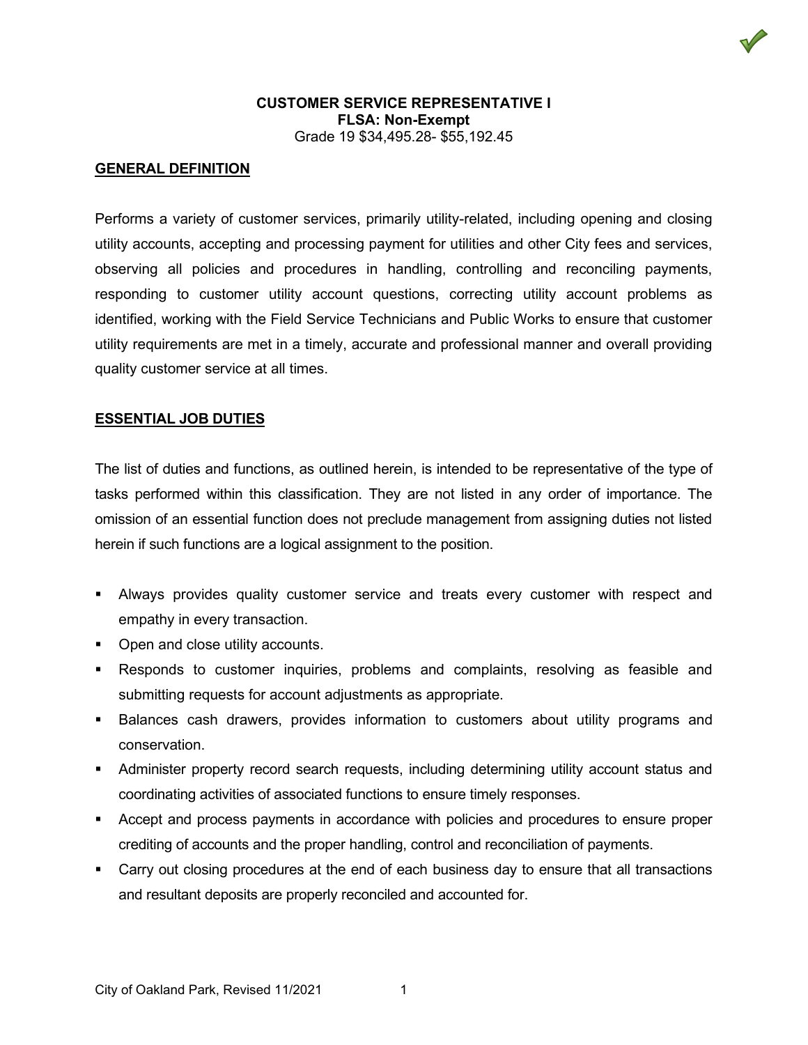# CUSTOMER SERVICE REPRESENTATIVE I

**FLSA: Non-Exempt**

Grade 19 $34,495.28- $55,192.45

## GENERAL DEFINITION

Performs a variety of customer services, primarily utility-related, including opening and closing utility accounts, accepting and processing payment for utilities and other City fees and services, observing all policies and procedures in handling, controlling and reconciling payments, responding to customer utility account questions, correcting utility account problems as identified, working with the Field Service Technicians and Public Works to ensure that customer utility requirements are met in a timely, accurate and professional manner and overall providing quality customer service at all times.

## ESSENTIAL JOB DUTIES

The list of duties and functions, as outlined herein, is intended to be representative of the type of tasks performed within this classification. They are not listed in any order of importance. The omission of an essential function does not preclude management from assigning duties not listed herein if such functions are a logical assignment to the position.

- Always provides quality customer service and treats every customer with respect and empathy in every transaction.
- Open and close utility accounts.
- Responds to customer inquiries, problems and complaints, resolving as feasible and submitting requests for account adjustments as appropriate.
- Balances cash drawers, provides information to customers about utility programs and conservation.
- Administer property record search requests, including determining utility account status and coordinating activities of associated functions to ensure timely responses.
- Accept and process payments in accordance with policies and procedures to ensure proper crediting of accounts and the proper handling, control and reconciliation of payments.
- Carry out closing procedures at the end of each business day to ensure that all transactions and resultant deposits are properly reconciled and accounted for.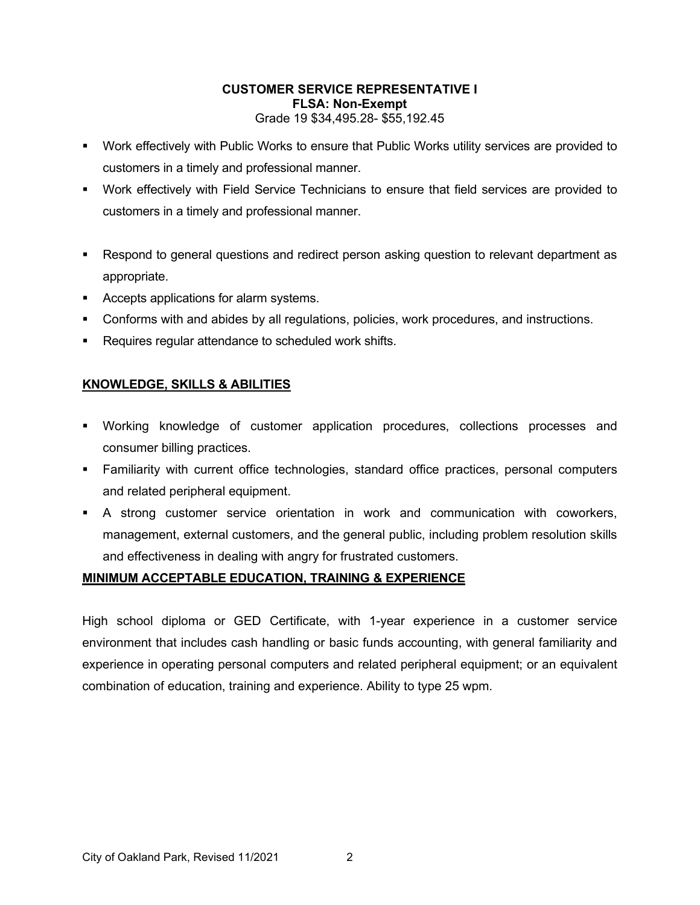**CUSTOMER SERVICE REPRESENTATIVE I**
**FLSA: Non-Exempt**
Grade 19 $34,495.28- $55,192.45

- Work effectively with Public Works to ensure that Public Works utility services are provided to customers in a timely and professional manner.
- Work effectively with Field Service Technicians to ensure that field services are provided to customers in a timely and professional manner.
- Respond to general questions and redirect person asking question to relevant department as appropriate.
- Accepts applications for alarm systems.
- Conforms with and abides by all regulations, policies, work procedures, and instructions.
- Requires regular attendance to scheduled work shifts.

## KNOWLEDGE, SKILLS & ABILITIES

- Working knowledge of customer application procedures, collections processes and consumer billing practices.
- Familiarity with current office technologies, standard office practices, personal computers and related peripheral equipment.
- A strong customer service orientation in work and communication with coworkers, management, external customers, and the general public, including problem resolution skills and effectiveness in dealing with angry for frustrated customers.

## MINIMUM ACCEPTABLE EDUCATION, TRAINING & EXPERIENCE

High school diploma or GED Certificate, with 1-year experience in a customer service environment that includes cash handling or basic funds accounting, with general familiarity and experience in operating personal computers and related peripheral equipment; or an equivalent combination of education, training and experience. Ability to type 25 wpm.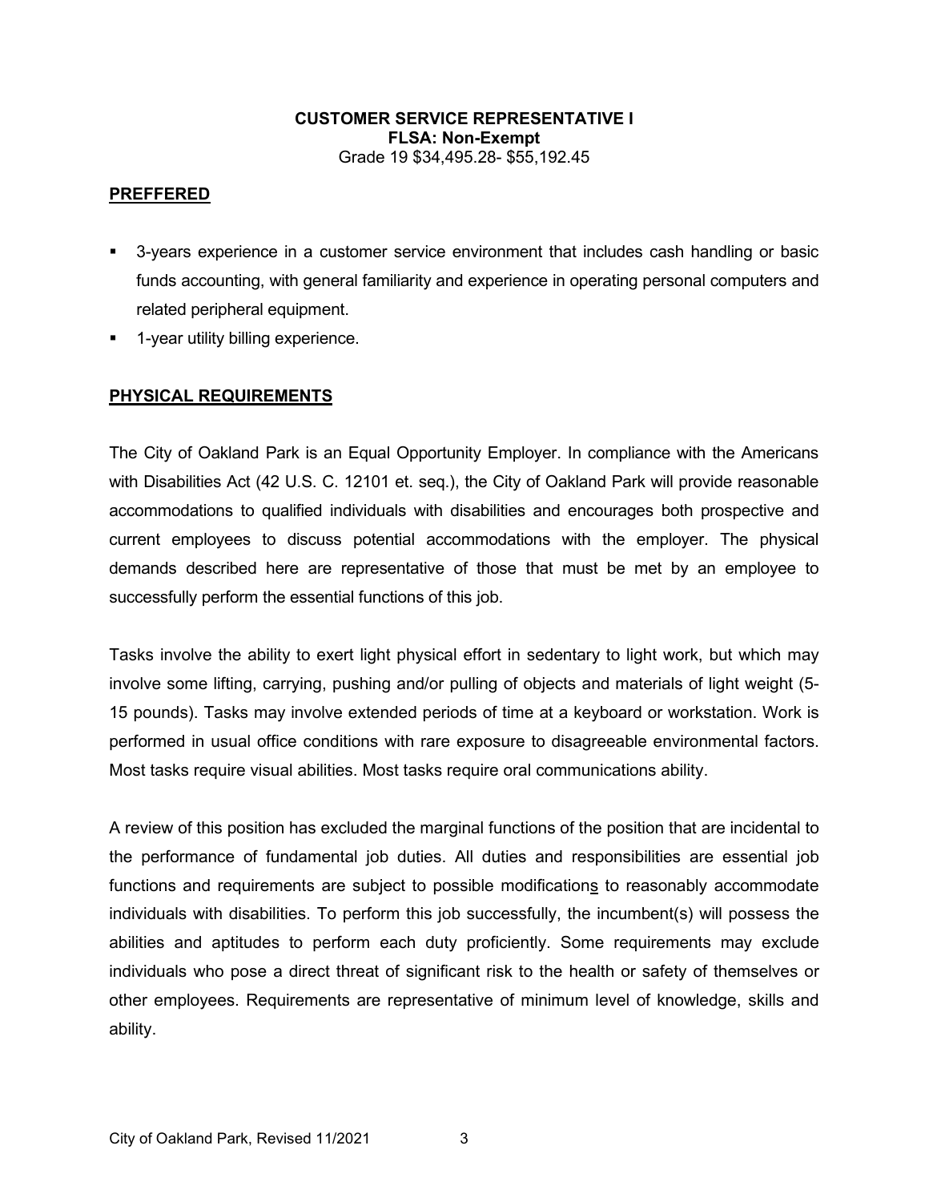**CUSTOMER SERVICE REPRESENTATIVE I**
**FLSA: Non-Exempt**
Grade 19 $34,495.28- $55,192.45

## PREFFERED

- 3-years experience in a customer service environment that includes cash handling or basic funds accounting, with general familiarity and experience in operating personal computers and related peripheral equipment.
- 1-year utility billing experience.

## PHYSICAL REQUIREMENTS

The City of Oakland Park is an Equal Opportunity Employer. In compliance with the Americans with Disabilities Act (42 U.S. C. 12101 et. seq.), the City of Oakland Park will provide reasonable accommodations to qualified individuals with disabilities and encourages both prospective and current employees to discuss potential accommodations with the employer. The physical demands described here are representative of those that must be met by an employee to successfully perform the essential functions of this job.

Tasks involve the ability to exert light physical effort in sedentary to light work, but which may involve some lifting, carrying, pushing and/or pulling of objects and materials of light weight (5-15 pounds). Tasks may involve extended periods of time at a keyboard or workstation. Work is performed in usual office conditions with rare exposure to disagreeable environmental factors. Most tasks require visual abilities. Most tasks require oral communications ability.

A review of this position has excluded the marginal functions of the position that are incidental to the performance of fundamental job duties. All duties and responsibilities are essential job functions and requirements are subject to possible modifications to reasonably accommodate individuals with disabilities. To perform this job successfully, the incumbent(s) will possess the abilities and aptitudes to perform each duty proficiently. Some requirements may exclude individuals who pose a direct threat of significant risk to the health or safety of themselves or other employees. Requirements are representative of minimum level of knowledge, skills and ability.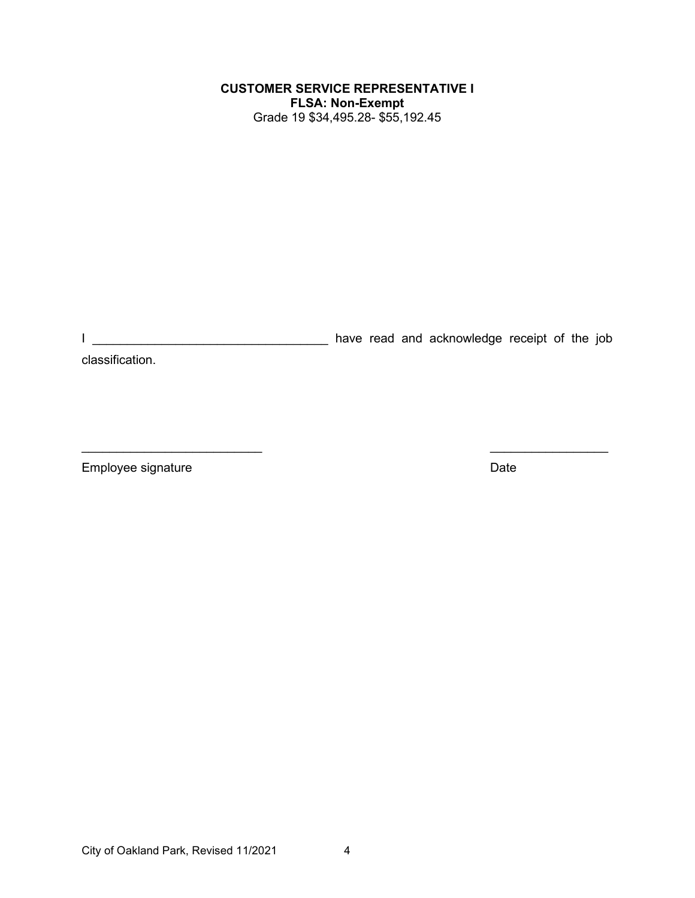**CUSTOMER SERVICE REPRESENTATIVE I**
**FLSA: Non-Exempt**
Grade 19 $34,495.28- $55,192.45

I __________________________________ have read and acknowledge receipt of the job classification.

__________________________ &nbsp;&nbsp;&nbsp;&nbsp;&nbsp;&nbsp;&nbsp;&nbsp;&nbsp;&nbsp;&nbsp;&nbsp;&nbsp;&nbsp;&nbsp;&nbsp;&nbsp;&nbsp;&nbsp;&nbsp; _________________

Employee signature &nbsp;&nbsp;&nbsp;&nbsp;&nbsp;&nbsp;&nbsp;&nbsp;&nbsp;&nbsp;&nbsp;&nbsp;&nbsp;&nbsp;&nbsp;&nbsp;&nbsp;&nbsp;&nbsp;&nbsp;&nbsp;&nbsp;&nbsp;&nbsp;&nbsp;&nbsp;&nbsp;&nbsp;&nbsp;&nbsp; Date

City of Oakland Park, Revised 11/2021